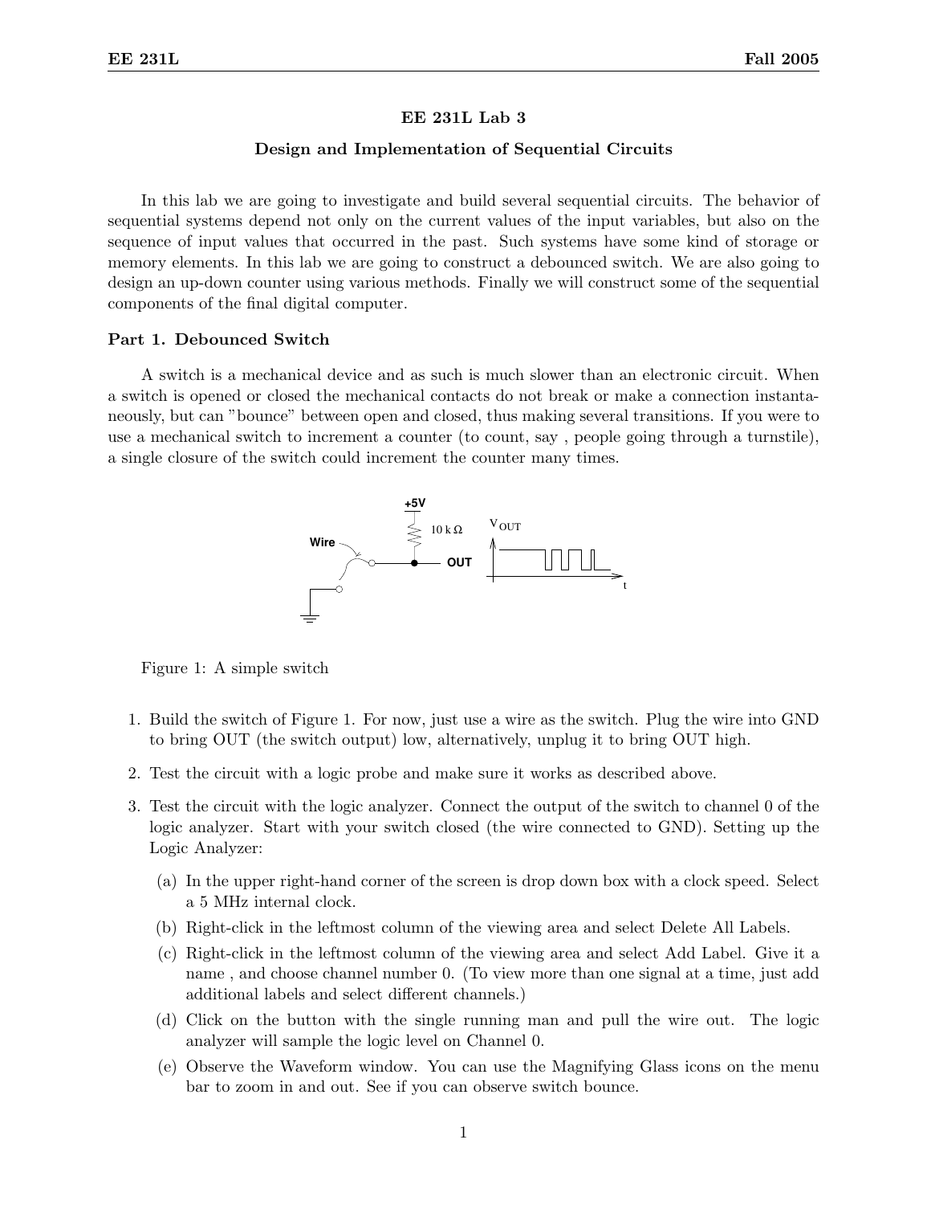## EE 231L Lab 3

### Design and Implementation of Sequential Circuits

In this lab we are going to investigate and build several sequential circuits. The behavior of sequential systems depend not only on the current values of the input variables, but also on the sequence of input values that occurred in the past. Such systems have some kind of storage or memory elements. In this lab we are going to construct a debounced switch. We are also going to design an up-down counter using various methods. Finally we will construct some of the sequential components of the final digital computer.

### Part 1. Debounced Switch

A switch is a mechanical device and as such is much slower than an electronic circuit. When a switch is opened or closed the mechanical contacts do not break or make a connection instantaneously, but can "bounce" between open and closed, thus making several transitions. If you were to use a mechanical switch to increment a counter (to count, say , people going through a turnstile), a single closure of the switch could increment the counter many times.

Figure 1: A simple switch

1. Build the switch of Figure 1. For now, just use a wire as the switch. Plug the wire into GND to bring OUT (the switch output) low, alternatively, unplug it to bring OUT high.
2. Test the circuit with a logic probe and make sure it works as described above.
3. Test the circuit with the logic analyzer. Connect the output of the switch to channel 0 of the logic analyzer. Start with your switch closed (the wire connected to GND). Setting up the Logic Analyzer:
   (a) In the upper right-hand corner of the screen is drop down box with a clock speed. Select a 5 MHz internal clock.
   (b) Right-click in the leftmost column of the viewing area and select Delete All Labels.
   (c) Right-click in the leftmost column of the viewing area and select Add Label. Give it a name , and choose channel number 0. (To view more than one signal at a time, just add additional labels and select different channels.)
   (d) Click on the button with the single running man and pull the wire out. The logic analyzer will sample the logic level on Channel 0.
   (e) Observe the Waveform window. You can use the Magnifying Glass icons on the menu bar to zoom in and out. See if you can observe switch bounce.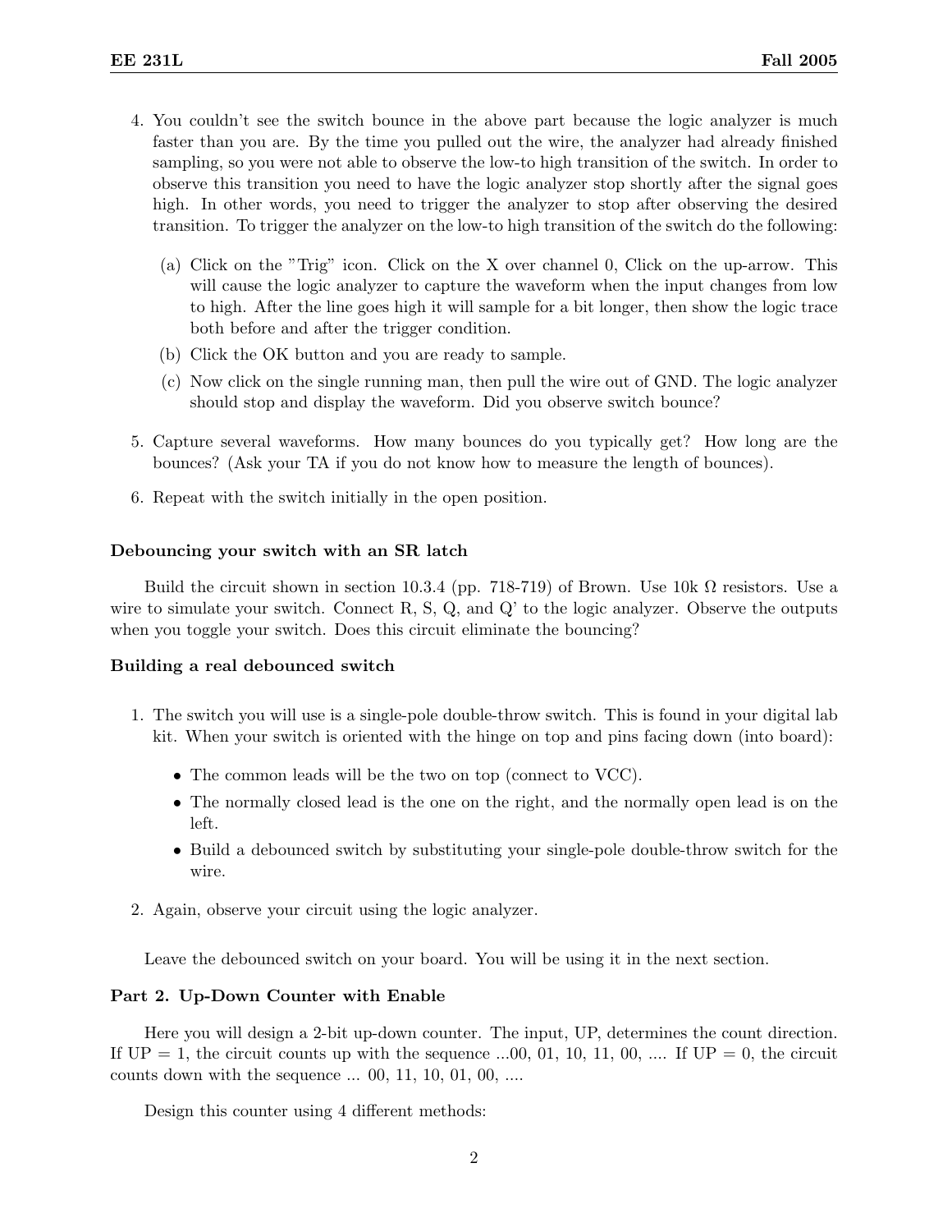4. You couldn't see the switch bounce in the above part because the logic analyzer is much faster than you are. By the time you pulled out the wire, the analyzer had already finished sampling, so you were not able to observe the low-to high transition of the switch. In order to observe this transition you need to have the logic analyzer stop shortly after the signal goes high. In other words, you need to trigger the analyzer to stop after observing the desired transition. To trigger the analyzer on the low-to high transition of the switch do the following:

   (a) Click on the "Trig" icon. Click on the X over channel 0, Click on the up-arrow. This will cause the logic analyzer to capture the waveform when the input changes from low to high. After the line goes high it will sample for a bit longer, then show the logic trace both before and after the trigger condition.

   (b) Click the OK button and you are ready to sample.

   (c) Now click on the single running man, then pull the wire out of GND. The logic analyzer should stop and display the waveform. Did you observe switch bounce?

5. Capture several waveforms. How many bounces do you typically get? How long are the bounces? (Ask your TA if you do not know how to measure the length of bounces).

6. Repeat with the switch initially in the open position.

### Debouncing your switch with an SR latch

Build the circuit shown in section 10.3.4 (pp. 718-719) of Brown. Use 10k Ω resistors. Use a wire to simulate your switch. Connect R, S, Q, and Q' to the logic analyzer. Observe the outputs when you toggle your switch. Does this circuit eliminate the bouncing?

### Building a real debounced switch

1. The switch you will use is a single-pole double-throw switch. This is found in your digital lab kit. When your switch is oriented with the hinge on top and pins facing down (into board):
   - The common leads will be the two on top (connect to VCC).
   - The normally closed lead is the one on the right, and the normally open lead is on the left.
   - Build a debounced switch by substituting your single-pole double-throw switch for the wire.

2. Again, observe your circuit using the logic analyzer.

Leave the debounced switch on your board. You will be using it in the next section.

### Part 2. Up-Down Counter with Enable

Here you will design a 2-bit up-down counter. The input, UP, determines the count direction. If UP = 1, the circuit counts up with the sequence ...00, 01, 10, 11, 00, .... If UP = 0, the circuit counts down with the sequence ... 00, 11, 10, 01, 00, ....

Design this counter using 4 different methods: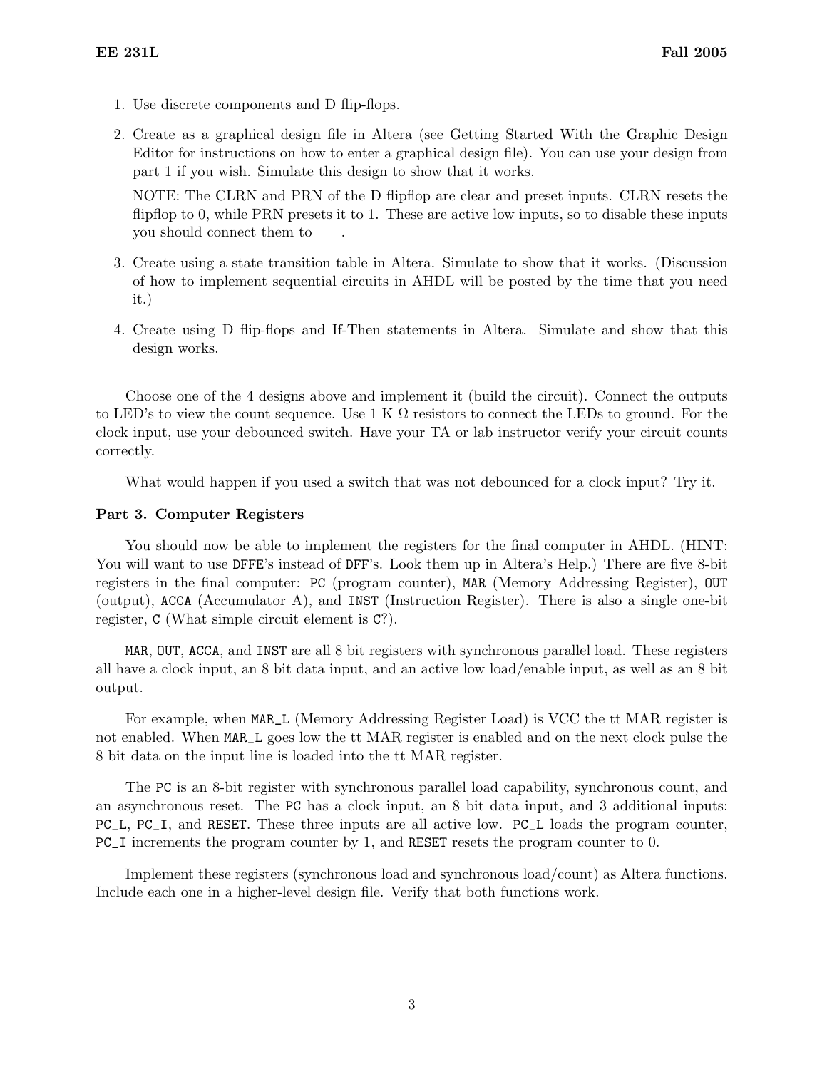1. Use discrete components and D flip-flops.

2. Create as a graphical design file in Altera (see Getting Started With the Graphic Design Editor for instructions on how to enter a graphical design file). You can use your design from part 1 if you wish. Simulate this design to show that it works.

   NOTE: The CLRN and PRN of the D flipflop are clear and preset inputs. CLRN resets the flipflop to 0, while PRN presets it to 1. These are active low inputs, so to disable these inputs you should connect them to ___.

3. Create using a state transition table in Altera. Simulate to show that it works. (Discussion of how to implement sequential circuits in AHDL will be posted by the time that you need it.)

4. Create using D flip-flops and If-Then statements in Altera. Simulate and show that this design works.

Choose one of the 4 designs above and implement it (build the circuit). Connect the outputs to LED's to view the count sequence. Use 1 K Ω resistors to connect the LEDs to ground. For the clock input, use your debounced switch. Have your TA or lab instructor verify your circuit counts correctly.

What would happen if you used a switch that was not debounced for a clock input? Try it.

**Part 3. Computer Registers**

You should now be able to implement the registers for the final computer in AHDL. (HINT: You will want to use `DFFE`'s instead of `DFF`'s. Look them up in Altera's Help.) There are five 8-bit registers in the final computer: `PC` (program counter), `MAR` (Memory Addressing Register), `OUT` (output), `ACCA` (Accumulator A), and `INST` (Instruction Register). There is also a single one-bit register, `C` (What simple circuit element is `C`?).

`MAR`, `OUT`, `ACCA`, and `INST` are all 8 bit registers with synchronous parallel load. These registers all have a clock input, an 8 bit data input, and an active low load/enable input, as well as an 8 bit output.

For example, when `MAR_L` (Memory Addressing Register Load) is VCC the tt MAR register is not enabled. When `MAR_L` goes low the tt MAR register is enabled and on the next clock pulse the 8 bit data on the input line is loaded into the tt MAR register.

The `PC` is an 8-bit register with synchronous parallel load capability, synchronous count, and an asynchronous reset. The `PC` has a clock input, an 8 bit data input, and 3 additional inputs: `PC_L`, `PC_I`, and `RESET`. These three inputs are all active low. `PC_L` loads the program counter, `PC_I` increments the program counter by 1, and `RESET` resets the program counter to 0.

Implement these registers (synchronous load and synchronous load/count) as Altera functions. Include each one in a higher-level design file. Verify that both functions work.